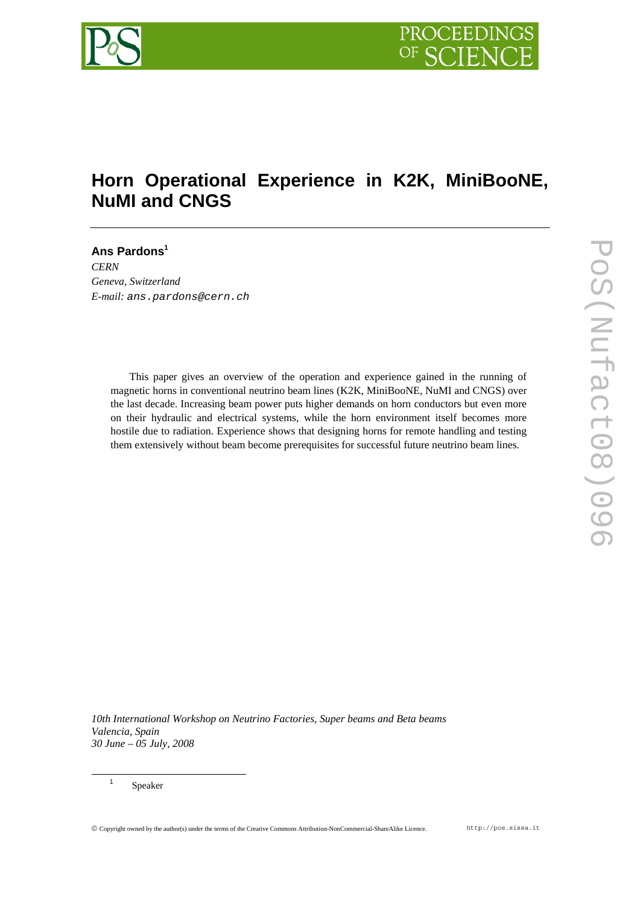# Horn Operational Experience in K2K, MiniBooNE, NuMI and CNGS

**Ans Pardons**[1]

*CERN*
*Geneva, Switzerland*
*E-mail:* ans.pardons@cern.ch

This paper gives an overview of the operation and experience gained in the running of magnetic horns in conventional neutrino beam lines (K2K, MiniBooNE, NuMI and CNGS) over the last decade. Increasing beam power puts higher demands on horn conductors but even more on their hydraulic and electrical systems, while the horn environment itself becomes more hostile due to radiation. Experience shows that designing horns for remote handling and testing them extensively without beam become prerequisites for successful future neutrino beam lines.

*10th International Workshop on Neutrino Factories, Super beams and Beta beams*
*Valencia, Spain*
*30 June – 05 July, 2008*

[1] Speaker

© Copyright owned by the author(s) under the terms of the Creative Commons Attribution-NonCommercial-ShareAlike Licence.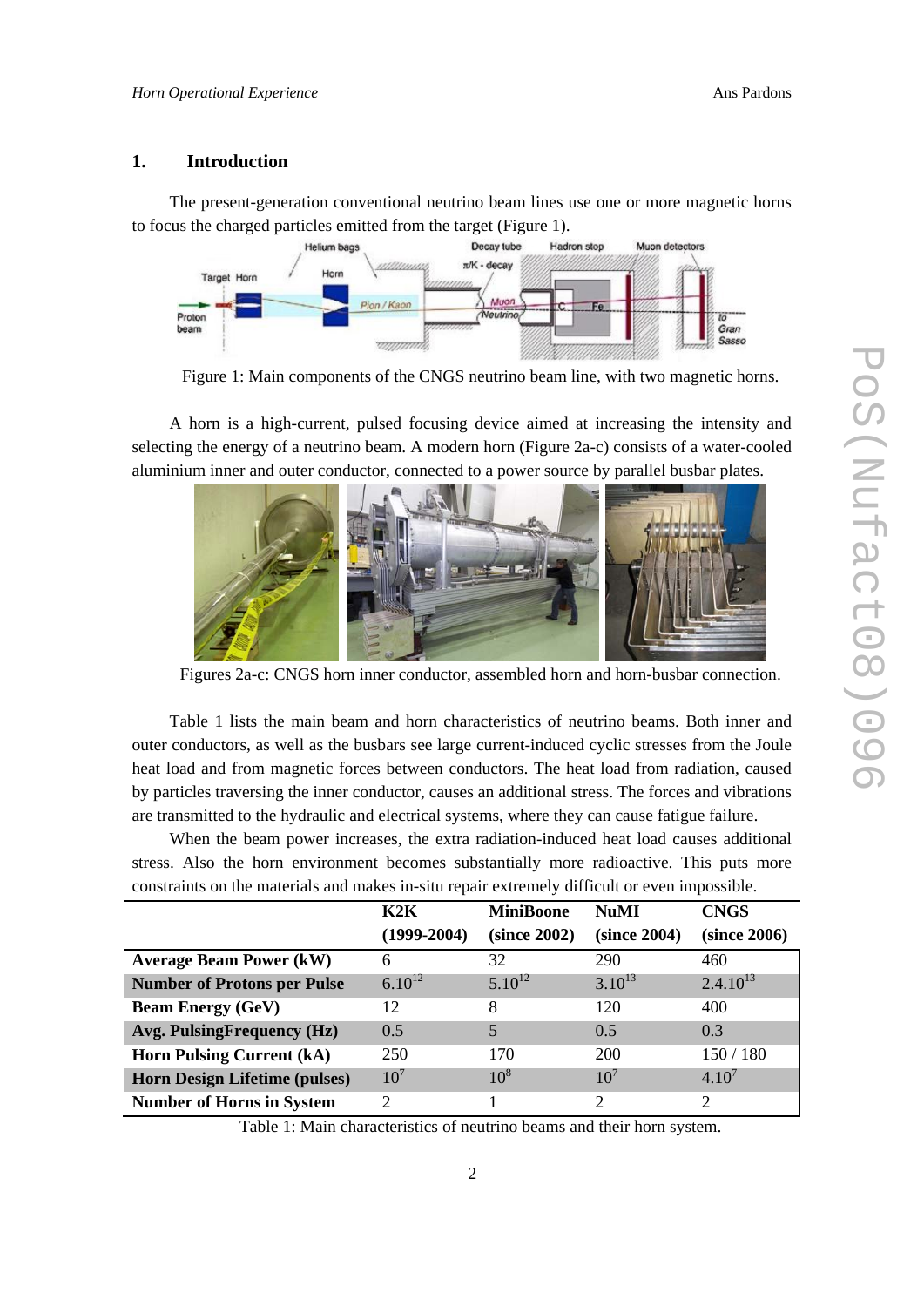## 1. Introduction

The present-generation conventional neutrino beam lines use one or more magnetic horns to focus the charged particles emitted from the target (Figure 1).

Figure 1: Main components of the CNGS neutrino beam line, with two magnetic horns.

A horn is a high-current, pulsed focusing device aimed at increasing the intensity and selecting the energy of a neutrino beam. A modern horn (Figure 2a-c) consists of a water-cooled aluminium inner and outer conductor, connected to a power source by parallel busbar plates.

Figures 2a-c: CNGS horn inner conductor, assembled horn and horn-busbar connection.

Table 1 lists the main beam and horn characteristics of neutrino beams. Both inner and outer conductors, as well as the busbars see large current-induced cyclic stresses from the Joule heat load and from magnetic forces between conductors. The heat load from radiation, caused by particles traversing the inner conductor, causes an additional stress. The forces and vibrations are transmitted to the hydraulic and electrical systems, where they can cause fatigue failure.

When the beam power increases, the extra radiation-induced heat load causes additional stress. Also the horn environment becomes substantially more radioactive. This puts more constraints on the materials and makes in-situ repair extremely difficult or even impossible.

| | **K2K (1999-2004)** | **MiniBoone (since 2002)** | **NuMI (since 2004)** | **CNGS (since 2006)** |
|---|---|---|---|---|
| **Average Beam Power (kW)** | 6 | 32 | 290 | 460 |
| **Number of Protons per Pulse** | $6.10^{12}$ | $5.10^{12}$ | $3.10^{13}$ | $2.4.10^{13}$ |
| **Beam Energy (GeV)** | 12 | 8 | 120 | 400 |
| **Avg. PulsingFrequency (Hz)** | 0.5 | 5 | 0.5 | 0.3 |
| **Horn Pulsing Current (kA)** | 250 | 170 | 200 | 150 / 180 |
| **Horn Design Lifetime (pulses)** | $10^{7}$ | $10^{8}$ | $10^{7}$ | $4.10^{7}$ |
| **Number of Horns in System** | 2 | 1 | 2 | 2 |

Table 1: Main characteristics of neutrino beams and their horn system.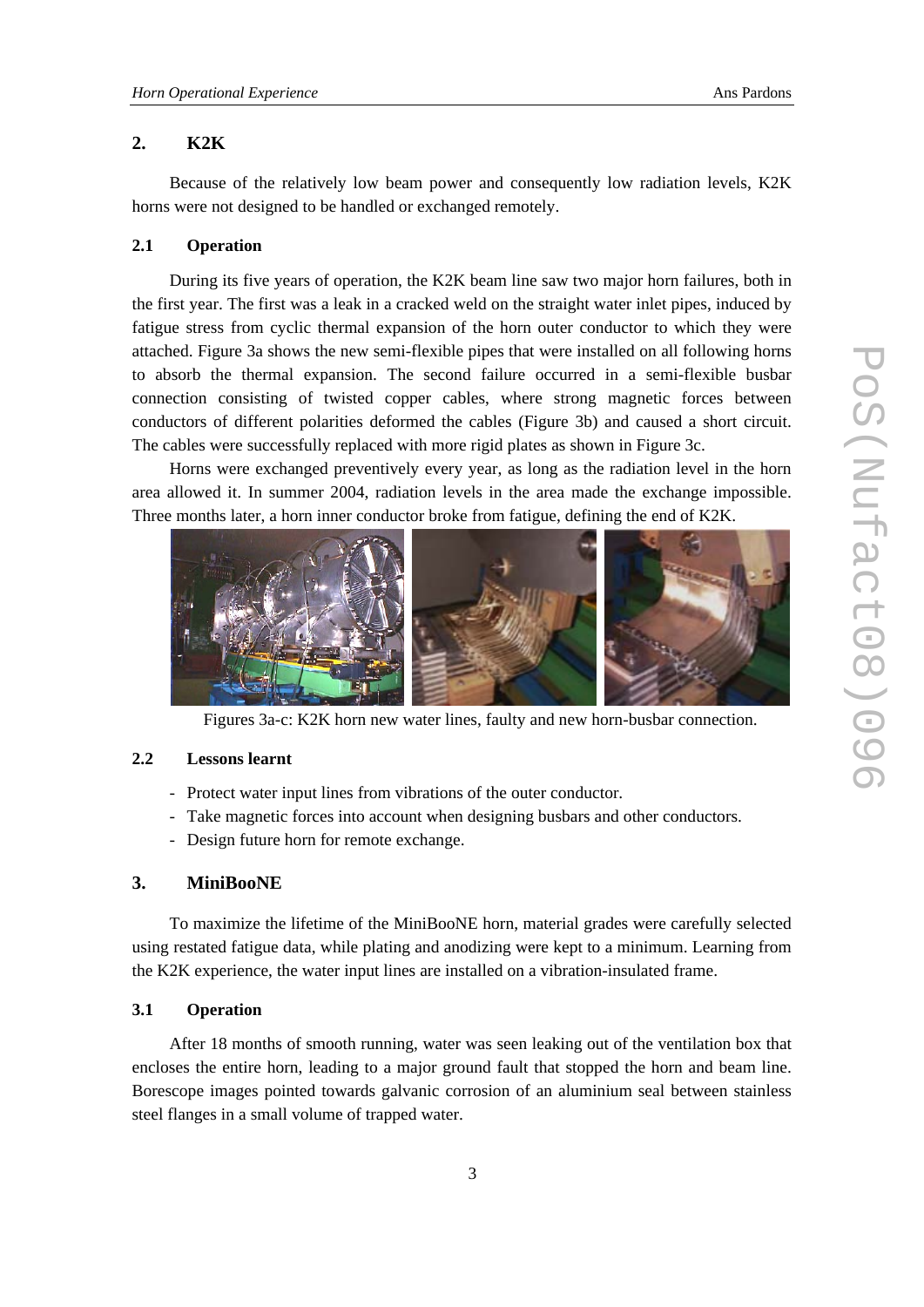## 2. K2K

Because of the relatively low beam power and consequently low radiation levels, K2K horns were not designed to be handled or exchanged remotely.

### 2.1 Operation

During its five years of operation, the K2K beam line saw two major horn failures, both in the first year. The first was a leak in a cracked weld on the straight water inlet pipes, induced by fatigue stress from cyclic thermal expansion of the horn outer conductor to which they were attached. Figure 3a shows the new semi-flexible pipes that were installed on all following horns to absorb the thermal expansion. The second failure occurred in a semi-flexible busbar connection consisting of twisted copper cables, where strong magnetic forces between conductors of different polarities deformed the cables (Figure 3b) and caused a short circuit. The cables were successfully replaced with more rigid plates as shown in Figure 3c.

Horns were exchanged preventively every year, as long as the radiation level in the horn area allowed it. In summer 2004, radiation levels in the area made the exchange impossible. Three months later, a horn inner conductor broke from fatigue, defining the end of K2K.

Figures 3a-c: K2K horn new water lines, faulty and new horn-busbar connection.

### 2.2 Lessons learnt

- Protect water input lines from vibrations of the outer conductor.
- Take magnetic forces into account when designing busbars and other conductors.
- Design future horn for remote exchange.

## 3. MiniBooNE

To maximize the lifetime of the MiniBooNE horn, material grades were carefully selected using restated fatigue data, while plating and anodizing were kept to a minimum. Learning from the K2K experience, the water input lines are installed on a vibration-insulated frame.

### 3.1 Operation

After 18 months of smooth running, water was seen leaking out of the ventilation box that encloses the entire horn, leading to a major ground fault that stopped the horn and beam line. Borescope images pointed towards galvanic corrosion of an aluminium seal between stainless steel flanges in a small volume of trapped water.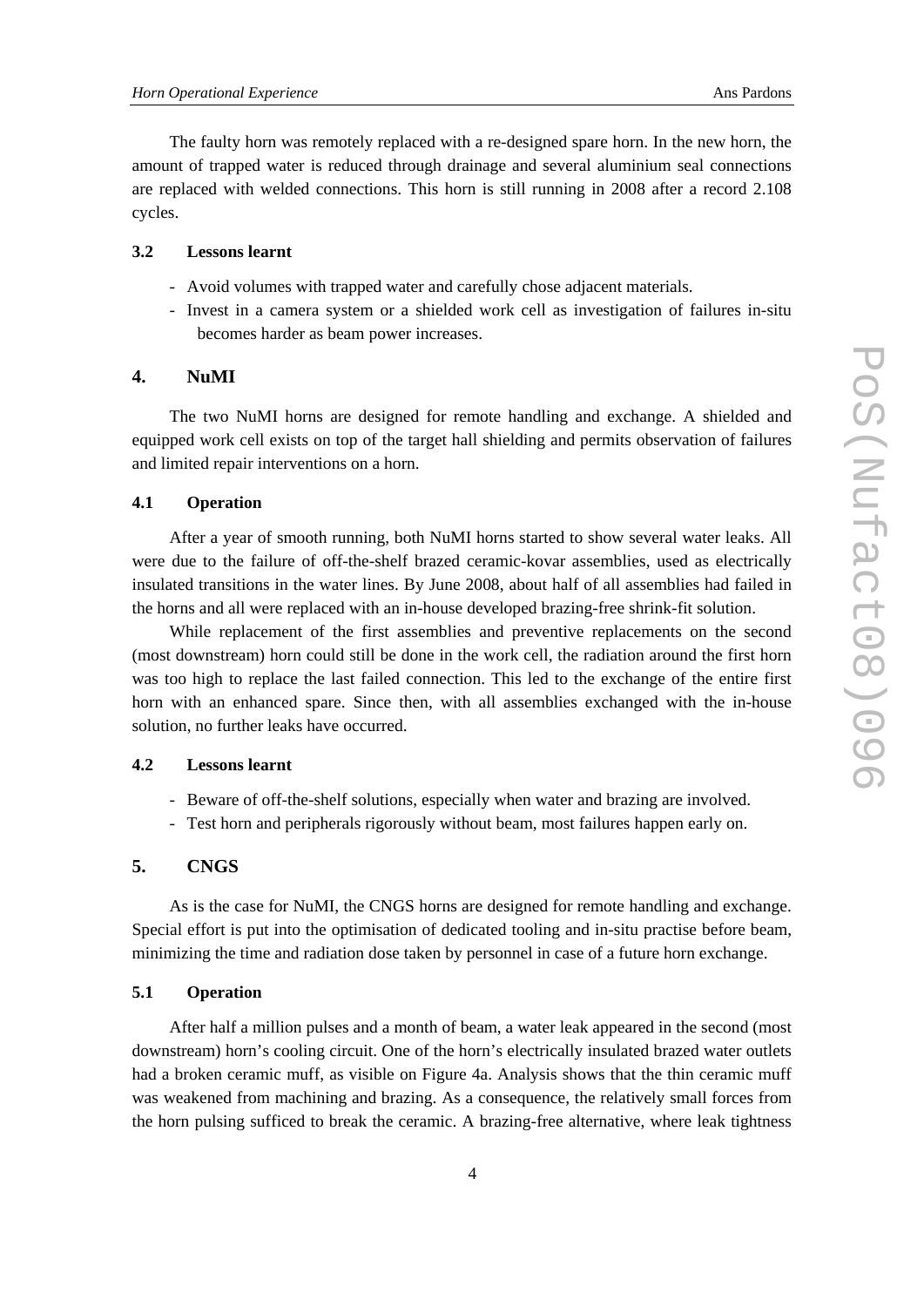The faulty horn was remotely replaced with a re-designed spare horn. In the new horn, the amount of trapped water is reduced through drainage and several aluminium seal connections are replaced with welded connections. This horn is still running in 2008 after a record 2.108 cycles.

### 3.2 Lessons learnt

- Avoid volumes with trapped water and carefully chose adjacent materials.
- Invest in a camera system or a shielded work cell as investigation of failures in-situ becomes harder as beam power increases.

## 4. NuMI

The two NuMI horns are designed for remote handling and exchange. A shielded and equipped work cell exists on top of the target hall shielding and permits observation of failures and limited repair interventions on a horn.

### 4.1 Operation

After a year of smooth running, both NuMI horns started to show several water leaks. All were due to the failure of off-the-shelf brazed ceramic-kovar assemblies, used as electrically insulated transitions in the water lines. By June 2008, about half of all assemblies had failed in the horns and all were replaced with an in-house developed brazing-free shrink-fit solution.

While replacement of the first assemblies and preventive replacements on the second (most downstream) horn could still be done in the work cell, the radiation around the first horn was too high to replace the last failed connection. This led to the exchange of the entire first horn with an enhanced spare. Since then, with all assemblies exchanged with the in-house solution, no further leaks have occurred.

### 4.2 Lessons learnt

- Beware of off-the-shelf solutions, especially when water and brazing are involved.
- Test horn and peripherals rigorously without beam, most failures happen early on.

## 5. CNGS

As is the case for NuMI, the CNGS horns are designed for remote handling and exchange. Special effort is put into the optimisation of dedicated tooling and in-situ practise before beam, minimizing the time and radiation dose taken by personnel in case of a future horn exchange.

### 5.1 Operation

After half a million pulses and a month of beam, a water leak appeared in the second (most downstream) horn's cooling circuit. One of the horn's electrically insulated brazed water outlets had a broken ceramic muff, as visible on Figure 4a. Analysis shows that the thin ceramic muff was weakened from machining and brazing. As a consequence, the relatively small forces from the horn pulsing sufficed to break the ceramic. A brazing-free alternative, where leak tightness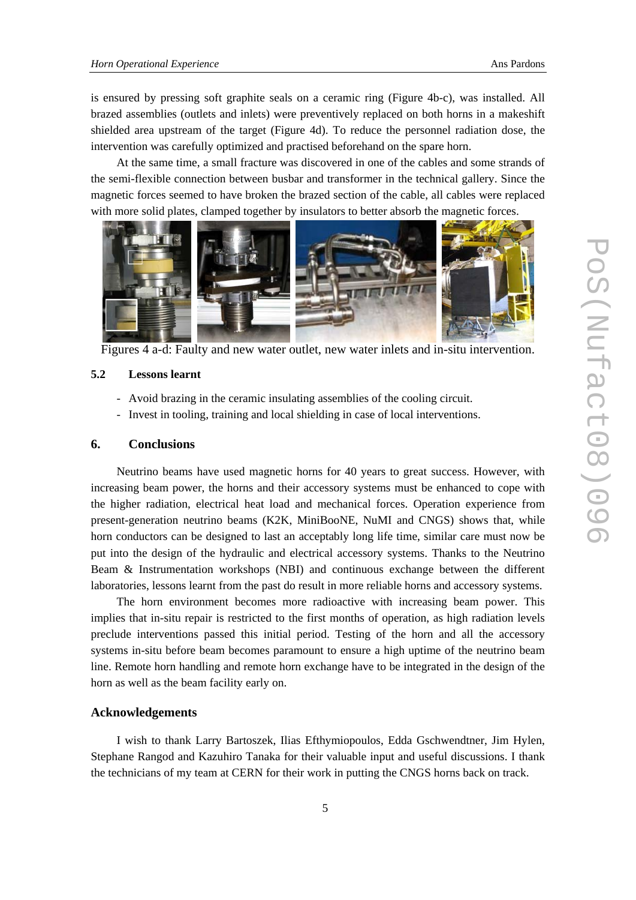is ensured by pressing soft graphite seals on a ceramic ring (Figure 4b-c), was installed. All brazed assemblies (outlets and inlets) were preventively replaced on both horns in a makeshift shielded area upstream of the target (Figure 4d). To reduce the personnel radiation dose, the intervention was carefully optimized and practised beforehand on the spare horn.

At the same time, a small fracture was discovered in one of the cables and some strands of the semi-flexible connection between busbar and transformer in the technical gallery. Since the magnetic forces seemed to have broken the brazed section of the cable, all cables were replaced with more solid plates, clamped together by insulators to better absorb the magnetic forces.

Figures 4 a-d: Faulty and new water outlet, new water inlets and in-situ intervention.

### 5.2 Lessons learnt

- Avoid brazing in the ceramic insulating assemblies of the cooling circuit.
- Invest in tooling, training and local shielding in case of local interventions.

## 6. Conclusions

Neutrino beams have used magnetic horns for 40 years to great success. However, with increasing beam power, the horns and their accessory systems must be enhanced to cope with the higher radiation, electrical heat load and mechanical forces. Operation experience from present-generation neutrino beams (K2K, MiniBooNE, NuMI and CNGS) shows that, while horn conductors can be designed to last an acceptably long life time, similar care must now be put into the design of the hydraulic and electrical accessory systems. Thanks to the Neutrino Beam & Instrumentation workshops (NBI) and continuous exchange between the different laboratories, lessons learnt from the past do result in more reliable horns and accessory systems.

The horn environment becomes more radioactive with increasing beam power. This implies that in-situ repair is restricted to the first months of operation, as high radiation levels preclude interventions passed this initial period. Testing of the horn and all the accessory systems in-situ before beam becomes paramount to ensure a high uptime of the neutrino beam line. Remote horn handling and remote horn exchange have to be integrated in the design of the horn as well as the beam facility early on.

## Acknowledgements

I wish to thank Larry Bartoszek, Ilias Efthymiopoulos, Edda Gschwendtner, Jim Hylen, Stephane Rangod and Kazuhiro Tanaka for their valuable input and useful discussions. I thank the technicians of my team at CERN for their work in putting the CNGS horns back on track.